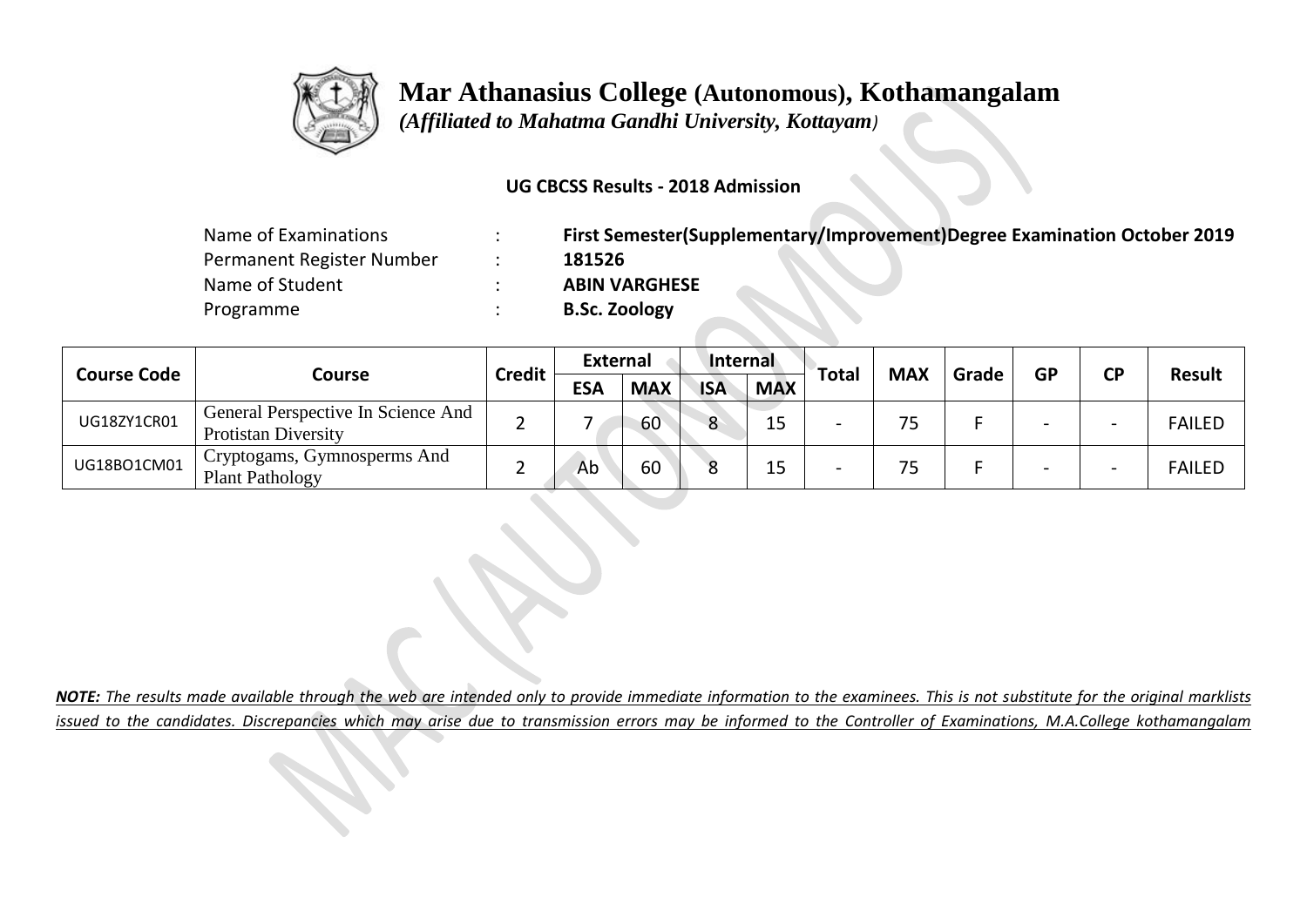# Mar Athanasius College (Autonomous), Kothamangalam

*(Affiliated to Mahatma Gandhi University, Kottayam)*

**UG CBCSS Results - 2018 Admission**

| | | |
|---|---|---|
| Name of Examinations | : | **First Semester(Supplementary/Improvement)Degree Examination October 2019** |
| Permanent Register Number | : | **181526** |
| Name of Student | : | **ABIN VARGHESE** |
| Programme | : | **B.Sc. Zoology** |

| Course Code | Course | Credit | External | | Internal | | Total | MAX | Grade | GP | CP | Result |
|---|---|---|---|---|---|---|---|---|---|---|---|---|
| | | | ESA | MAX | ISA | MAX | | | | | | |
| UG18ZY1CR01 | General Perspective In Science And Protistan Diversity | 2 | 7 | 60 | 8 | 15 | - | 75 | F | - | - | FAILED |
| UG18BO1CM01 | Cryptogams, Gymnosperms And Plant Pathology | 2 | Ab | 60 | 8 | 15 | - | 75 | F | - | - | FAILED |

***NOTE:** The results made available through the web are intended only to provide immediate information to the examinees. This is not substitute for the original marklists issued to the candidates. Discrepancies which may arise due to transmission errors may be informed to the Controller of Examinations, M.A.College kothamangalam*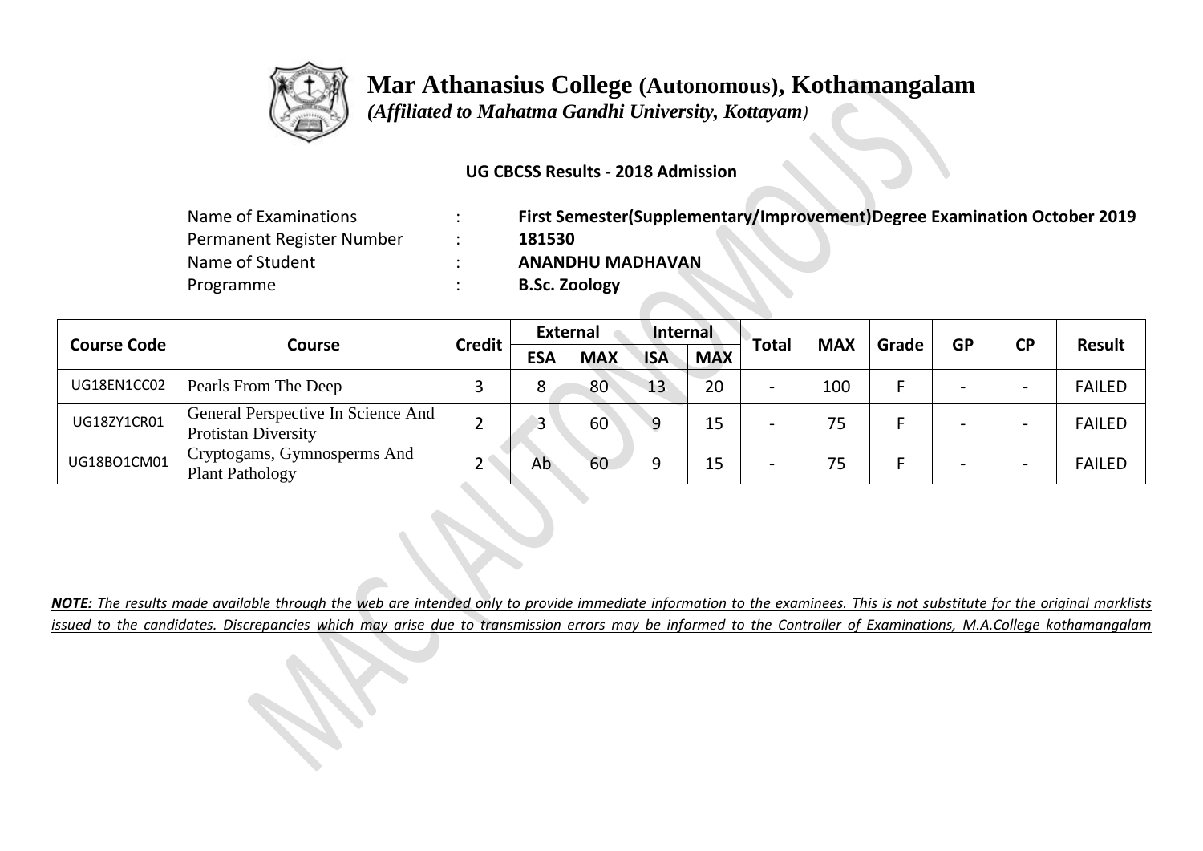# Mar Athanasius College (Autonomous), Kothamangalam

*(Affiliated to Mahatma Gandhi University, Kottayam)*

**UG CBCSS Results - 2018 Admission**

| | | |
|---|---|---|
| Name of Examinations | : | **First Semester(Supplementary/Improvement)Degree Examination October 2019** |
| Permanent Register Number | : | **181530** |
| Name of Student | : | **ANANDHU MADHAVAN** |
| Programme | : | **B.Sc. Zoology** |

| Course Code | Course | Credit | External | | Internal | | Total | MAX | Grade | GP | CP | Result |
|---|---|---|---|---|---|---|---|---|---|---|---|---|
| | | | ESA | MAX | ISA | MAX | | | | | | |
| UG18EN1CC02 | Pearls From The Deep | 3 | 8 | 80 | 13 | 20 | - | 100 | F | - | - | FAILED |
| UG18ZY1CR01 | General Perspective In Science And Protistan Diversity | 2 | 3 | 60 | 9 | 15 | - | 75 | F | - | - | FAILED |
| UG18BO1CM01 | Cryptogams, Gymnosperms And Plant Pathology | 2 | Ab | 60 | 9 | 15 | - | 75 | F | - | - | FAILED |

***NOTE:** The results made available through the web are intended only to provide immediate information to the examinees. This is not substitute for the original marklists issued to the candidates. Discrepancies which may arise due to transmission errors may be informed to the Controller of Examinations, M.A.College kothamangalam*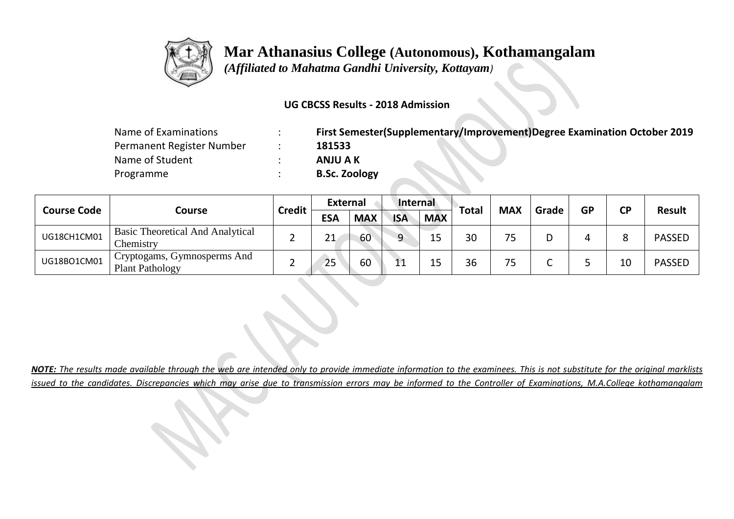# Mar Athanasius College (Autonomous), Kothamangalam

*(Affiliated to Mahatma Gandhi University, Kottayam)*

**UG CBCSS Results - 2018 Admission**

| | | |
|---|---|---|
| Name of Examinations | : | **First Semester(Supplementary/Improvement)Degree Examination October 2019** |
| Permanent Register Number | : | **181533** |
| Name of Student | : | **ANJU A K** |
| Programme | : | **B.Sc. Zoology** |

| Course Code | Course | Credit | External | | Internal | | Total | MAX | Grade | GP | CP | Result |
|---|---|---|---|---|---|---|---|---|---|---|---|---|
| | | | ESA | MAX | ISA | MAX | | | | | | |
| UG18CH1CM01 | Basic Theoretical And Analytical Chemistry | 2 | 21 | 60 | 9 | 15 | 30 | 75 | D | 4 | 8 | PASSED |
| UG18BO1CM01 | Cryptogams, Gymnosperms And Plant Pathology | 2 | 25 | 60 | 11 | 15 | 36 | 75 | C | 5 | 10 | PASSED |

***NOTE:*** *The results made available through the web are intended only to provide immediate information to the examinees. This is not substitute for the original marklists issued to the candidates. Discrepancies which may arise due to transmission errors may be informed to the Controller of Examinations, M.A.College kothamangalam*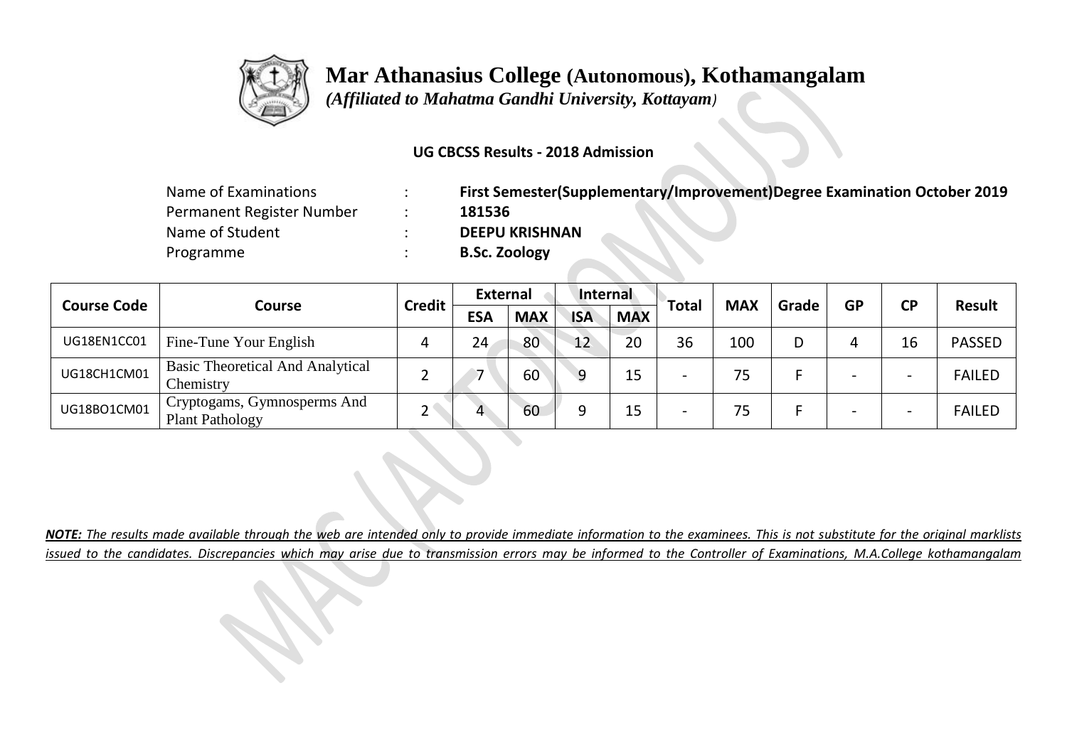# Mar Athanasius College (Autonomous), Kothamangalam

*(Affiliated to Mahatma Gandhi University, Kottayam)*

**UG CBCSS Results - 2018 Admission**

| | | |
|---|---|---|
| Name of Examinations | : | **First Semester(Supplementary/Improvement)Degree Examination October 2019** |
| Permanent Register Number | : | **181536** |
| Name of Student | : | **DEEPU KRISHNAN** |
| Programme | : | **B.Sc. Zoology** |

| Course Code | Course | Credit | External | | Internal | | Total | MAX | Grade | GP | CP | Result |
|---|---|---|---|---|---|---|---|---|---|---|---|---|
| | | | ESA | MAX | ISA | MAX | | | | | | |
| UG18EN1CC01 | Fine-Tune Your English | 4 | 24 | 80 | 12 | 20 | 36 | 100 | D | 4 | 16 | PASSED |
| UG18CH1CM01 | Basic Theoretical And Analytical Chemistry | 2 | 7 | 60 | 9 | 15 | - | 75 | F | - | - | FAILED |
| UG18BO1CM01 | Cryptogams, Gymnosperms And Plant Pathology | 2 | 4 | 60 | 9 | 15 | - | 75 | F | - | - | FAILED |

***NOTE:*** *The results made available through the web are intended only to provide immediate information to the examinees. This is not substitute for the original marklists issued to the candidates. Discrepancies which may arise due to transmission errors may be informed to the Controller of Examinations, M.A.College kothamangalam*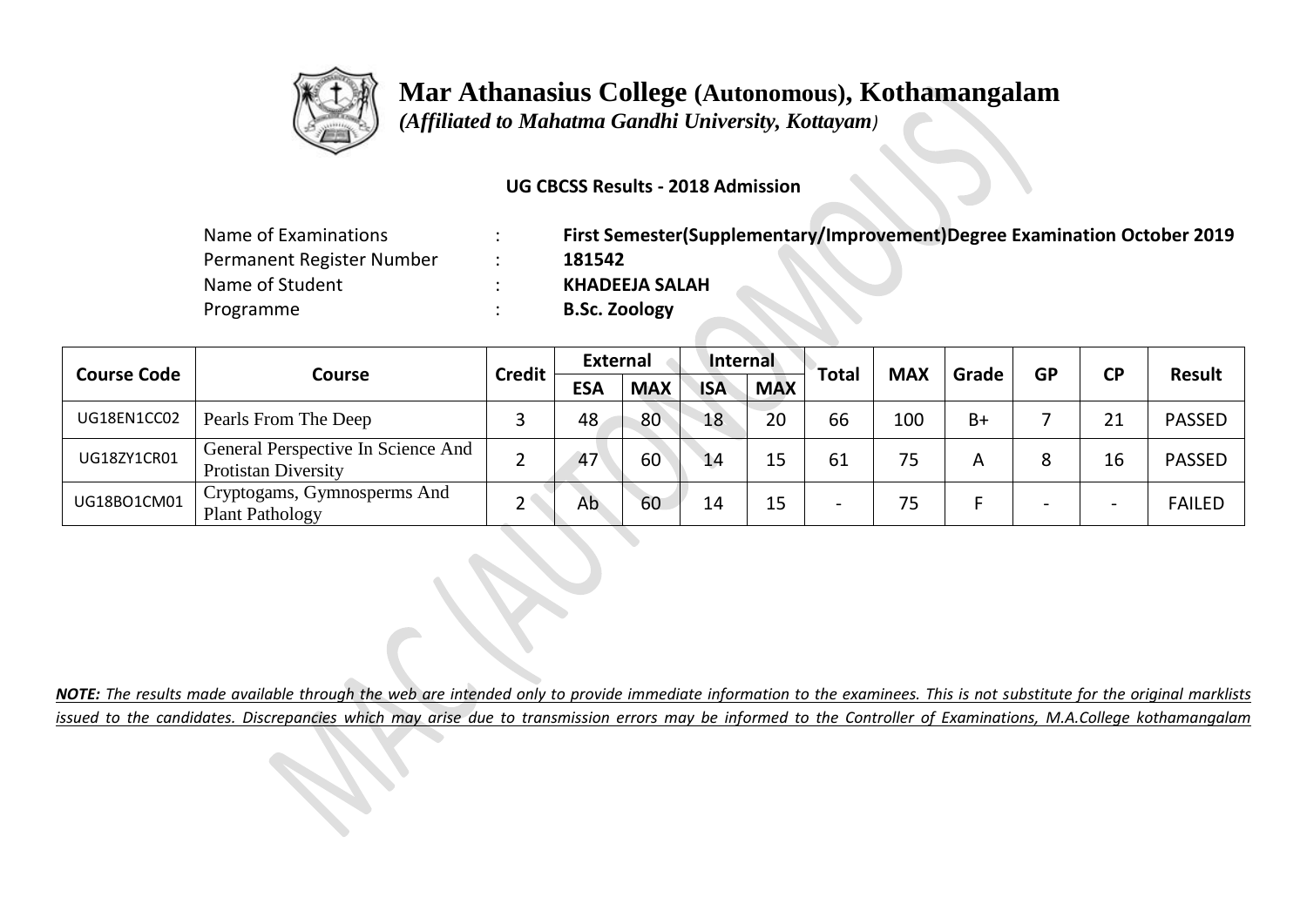# Mar Athanasius College (Autonomous), Kothamangalam

*(Affiliated to Mahatma Gandhi University, Kottayam)*

**UG CBCSS Results - 2018 Admission**

| | | |
|---|---|---|
| Name of Examinations | : | **First Semester(Supplementary/Improvement)Degree Examination October 2019** |
| Permanent Register Number | : | **181542** |
| Name of Student | : | **KHADEEJA SALAH** |
| Programme | : | **B.Sc. Zoology** |

| Course Code | Course | Credit | External | | Internal | | Total | MAX | Grade | GP | CP | Result |
|---|---|---|---|---|---|---|---|---|---|---|---|---|
| | | | ESA | MAX | ISA | MAX | | | | | | |
| UG18EN1CC02 | Pearls From The Deep | 3 | 48 | 80 | 18 | 20 | 66 | 100 | B+ | 7 | 21 | PASSED |
| UG18ZY1CR01 | General Perspective In Science And Protistan Diversity | 2 | 47 | 60 | 14 | 15 | 61 | 75 | A | 8 | 16 | PASSED |
| UG18BO1CM01 | Cryptogams, Gymnosperms And Plant Pathology | 2 | Ab | 60 | 14 | 15 | - | 75 | F | - | - | FAILED |

***NOTE:** The results made available through the web are intended only to provide immediate information to the examinees. This is not substitute for the original marklists issued to the candidates. Discrepancies which may arise due to transmission errors may be informed to the Controller of Examinations, M.A.College kothamangalam*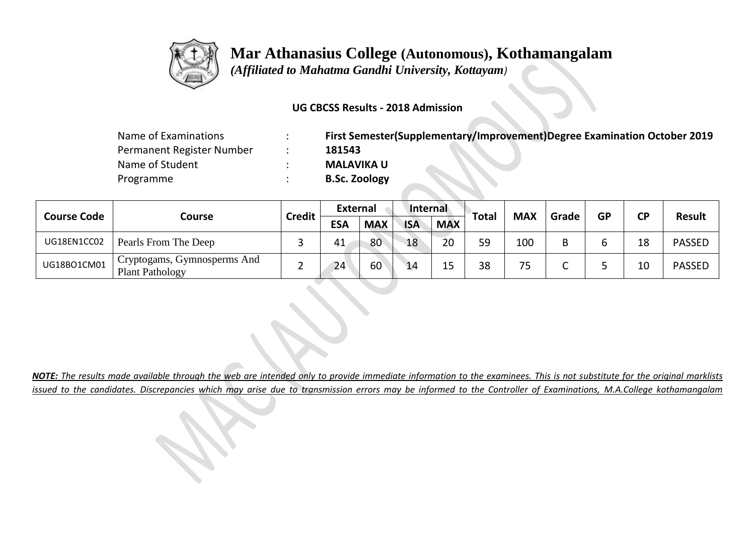# Mar Athanasius College (Autonomous), Kothamangalam

*(Affiliated to Mahatma Gandhi University, Kottayam)*

**UG CBCSS Results - 2018 Admission**

| | | |
|---|---|---|
| Name of Examinations | : | **First Semester(Supplementary/Improvement)Degree Examination October 2019** |
| Permanent Register Number | : | **181543** |
| Name of Student | : | **MALAVIKA U** |
| Programme | : | **B.Sc. Zoology** |

| Course Code | Course | Credit | External | | Internal | | Total | MAX | Grade | GP | CP | Result |
|---|---|---|---|---|---|---|---|---|---|---|---|---|
| | | | ESA | MAX | ISA | MAX | | | | | | |
| UG18EN1CC02 | Pearls From The Deep | 3 | 41 | 80 | 18 | 20 | 59 | 100 | B | 6 | 18 | PASSED |
| UG18BO1CM01 | Cryptogams, Gymnosperms And Plant Pathology | 2 | 24 | 60 | 14 | 15 | 38 | 75 | C | 5 | 10 | PASSED |

***NOTE:** The results made available through the web are intended only to provide immediate information to the examinees. This is not substitute for the original marklists issued to the candidates. Discrepancies which may arise due to transmission errors may be informed to the Controller of Examinations, M.A.College kothamangalam*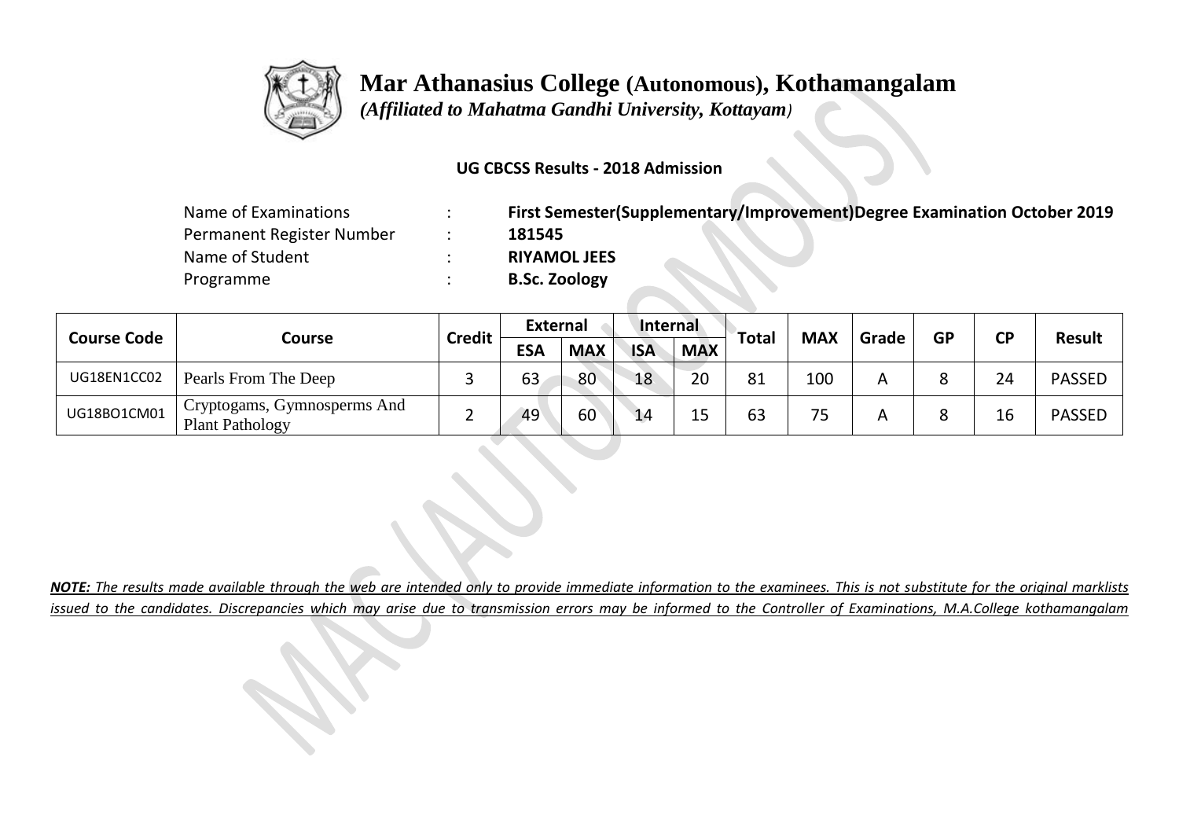# Mar Athanasius College (Autonomous), Kothamangalam

*(Affiliated to Mahatma Gandhi University, Kottayam)*

**UG CBCSS Results - 2018 Admission**

| | | |
|---|---|---|
| Name of Examinations | : | **First Semester(Supplementary/Improvement)Degree Examination October 2019** |
| Permanent Register Number | : | **181545** |
| Name of Student | : | **RIYAMOL JEES** |
| Programme | : | **B.Sc. Zoology** |

| Course Code | Course | Credit | External | | Internal | | Total | MAX | Grade | GP | CP | Result |
|---|---|---|---|---|---|---|---|---|---|---|---|---|
| | | | ESA | MAX | ISA | MAX | | | | | | |
| UG18EN1CC02 | Pearls From The Deep | 3 | 63 | 80 | 18 | 20 | 81 | 100 | A | 8 | 24 | PASSED |
| UG18BO1CM01 | Cryptogams, Gymnosperms And Plant Pathology | 2 | 49 | 60 | 14 | 15 | 63 | 75 | A | 8 | 16 | PASSED |

***NOTE:** The results made available through the web are intended only to provide immediate information to the examinees. This is not substitute for the original marklists issued to the candidates. Discrepancies which may arise due to transmission errors may be informed to the Controller of Examinations, M.A.College kothamangalam*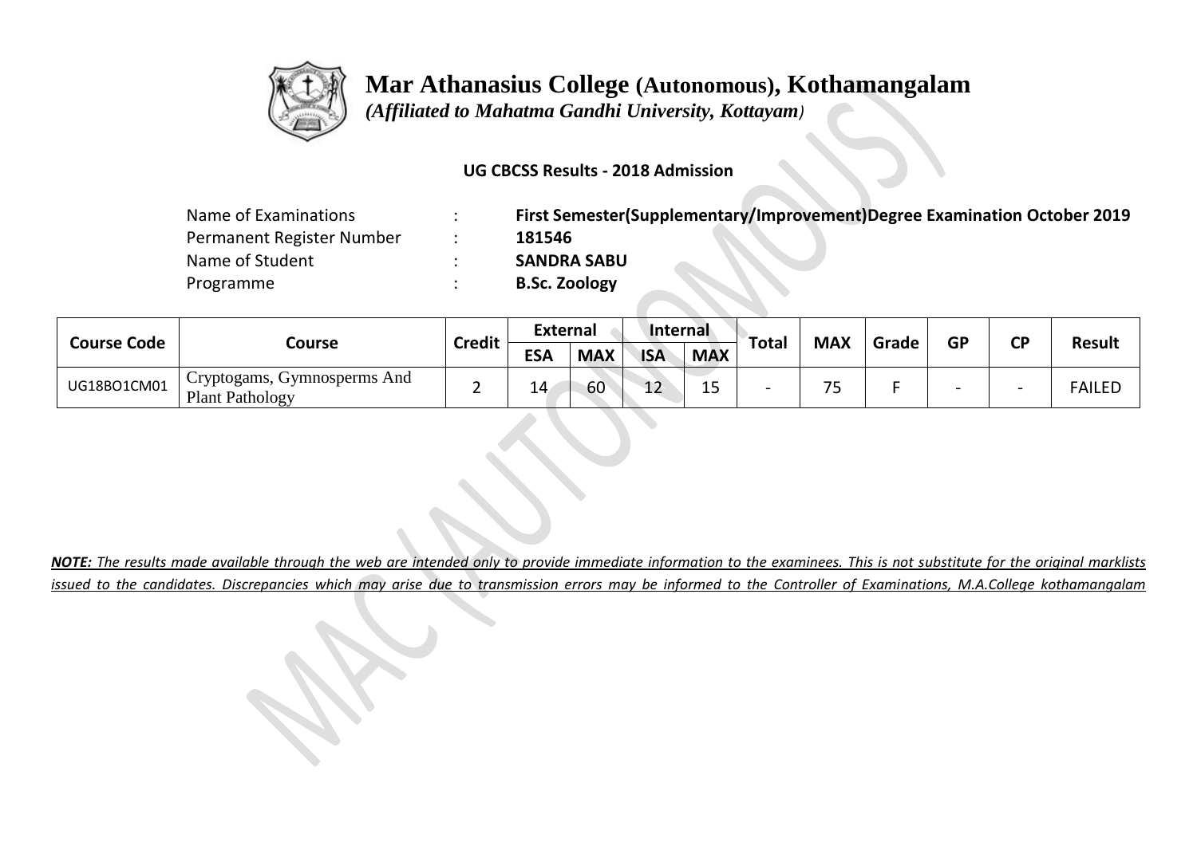# Mar Athanasius College (Autonomous), Kothamangalam

*(Affiliated to Mahatma Gandhi University, Kottayam)*

**UG CBCSS Results - 2018 Admission**

| | | |
|---|---|---|
| Name of Examinations | : | **First Semester(Supplementary/Improvement)Degree Examination October 2019** |
| Permanent Register Number | : | **181546** |
| Name of Student | : | **SANDRA SABU** |
| Programme | : | **B.Sc. Zoology** |

| Course Code | Course | Credit | External | | Internal | | Total | MAX | Grade | GP | CP | Result |
|---|---|---|---|---|---|---|---|---|---|---|---|---|
| | | | ESA | MAX | ISA | MAX | | | | | | |
| UG18BO1CM01 | Cryptogams, Gymnosperms And Plant Pathology | 2 | 14 | 60 | 12 | 15 | - | 75 | F | - | - | FAILED |

***NOTE:*** *The results made available through the web are intended only to provide immediate information to the examinees. This is not substitute for the original marklists issued to the candidates. Discrepancies which may arise due to transmission errors may be informed to the Controller of Examinations, M.A.College kothamangalam*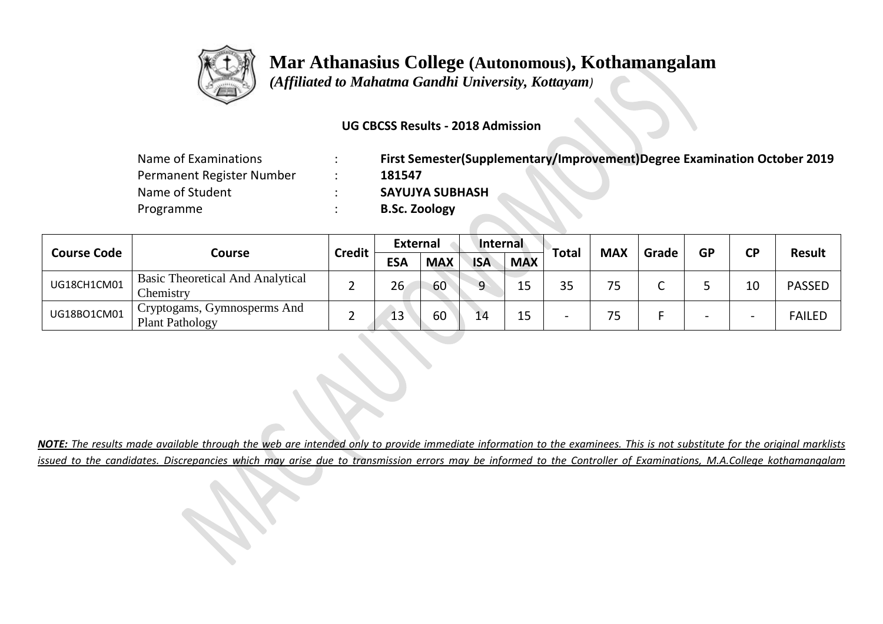# Mar Athanasius College (Autonomous), Kothamangalam

*(Affiliated to Mahatma Gandhi University, Kottayam)*

**UG CBCSS Results - 2018 Admission**

| | | |
|---|---|---|
| Name of Examinations | : | **First Semester(Supplementary/Improvement)Degree Examination October 2019** |
| Permanent Register Number | : | **181547** |
| Name of Student | : | **SAYUJYA SUBHASH** |
| Programme | : | **B.Sc. Zoology** |

| Course Code | Course | Credit | External | | Internal | | Total | MAX | Grade | GP | CP | Result |
|---|---|---|---|---|---|---|---|---|---|---|---|---|
| | | | ESA | MAX | ISA | MAX | | | | | | |
| UG18CH1CM01 | Basic Theoretical And Analytical Chemistry | 2 | 26 | 60 | 9 | 15 | 35 | 75 | C | 5 | 10 | PASSED |
| UG18BO1CM01 | Cryptogams, Gymnosperms And Plant Pathology | 2 | 13 | 60 | 14 | 15 | - | 75 | F | - | - | FAILED |

***NOTE:** The results made available through the web are intended only to provide immediate information to the examinees. This is not substitute for the original marklists issued to the candidates. Discrepancies which may arise due to transmission errors may be informed to the Controller of Examinations, M.A.College kothamangalam*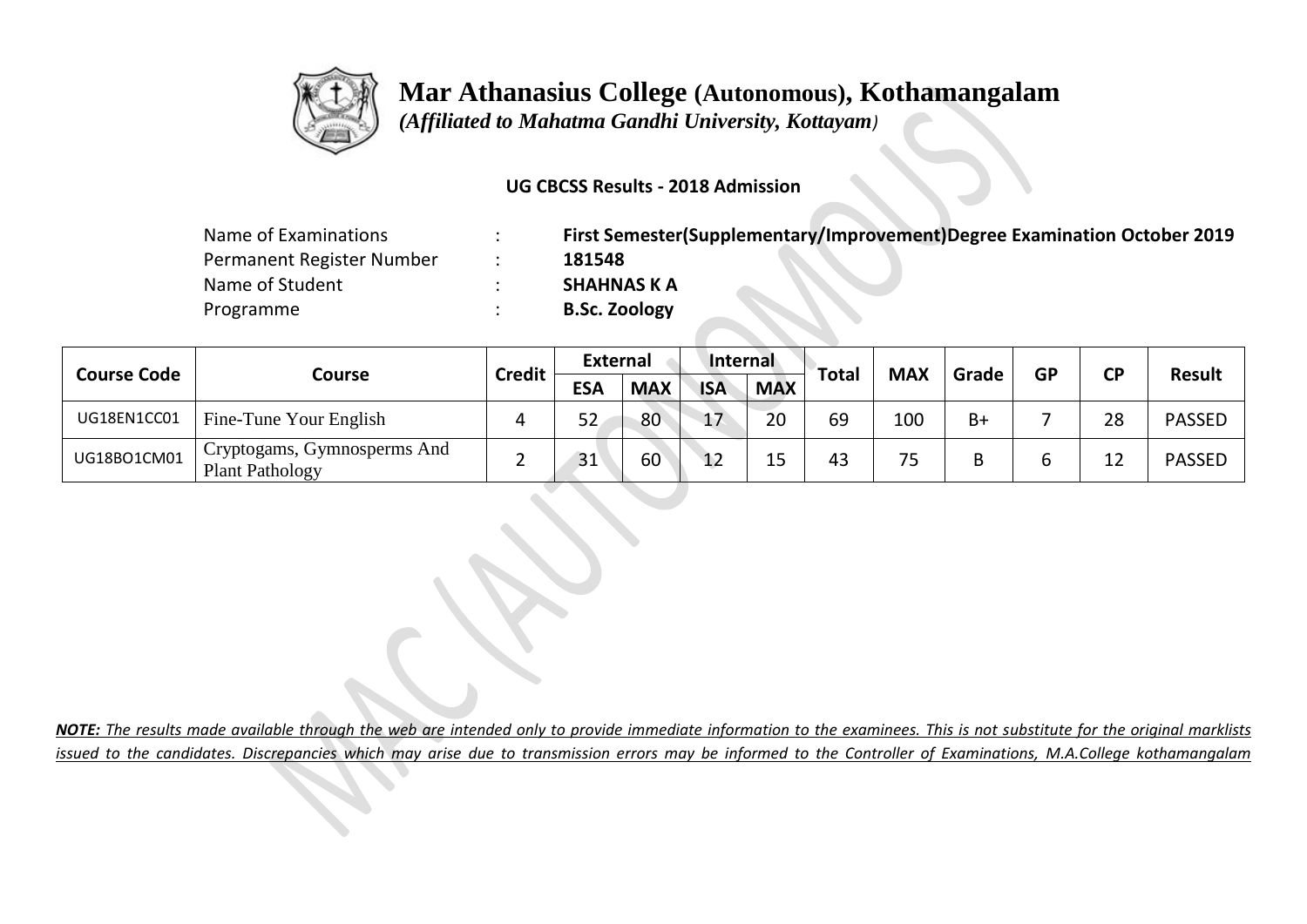# Mar Athanasius College (Autonomous), Kothamangalam

*(Affiliated to Mahatma Gandhi University, Kottayam)*

**UG CBCSS Results - 2018 Admission**

| | | |
|---|---|---|
| Name of Examinations | : | **First Semester(Supplementary/Improvement)Degree Examination October 2019** |
| Permanent Register Number | : | **181548** |
| Name of Student | : | **SHAHNAS K A** |
| Programme | : | **B.Sc. Zoology** |

| Course Code | Course | Credit | External | | Internal | | Total | MAX | Grade | GP | CP | Result |
|---|---|---|---|---|---|---|---|---|---|---|---|---|
| | | | ESA | MAX | ISA | MAX | | | | | | |
| UG18EN1CC01 | Fine-Tune Your English | 4 | 52 | 80 | 17 | 20 | 69 | 100 | B+ | 7 | 28 | PASSED |
| UG18BO1CM01 | Cryptogams, Gymnosperms And Plant Pathology | 2 | 31 | 60 | 12 | 15 | 43 | 75 | B | 6 | 12 | PASSED |

***NOTE:** The results made available through the web are intended only to provide immediate information to the examinees. This is not substitute for the original marklists issued to the candidates. Discrepancies which may arise due to transmission errors may be informed to the Controller of Examinations, M.A.College kothamangalam*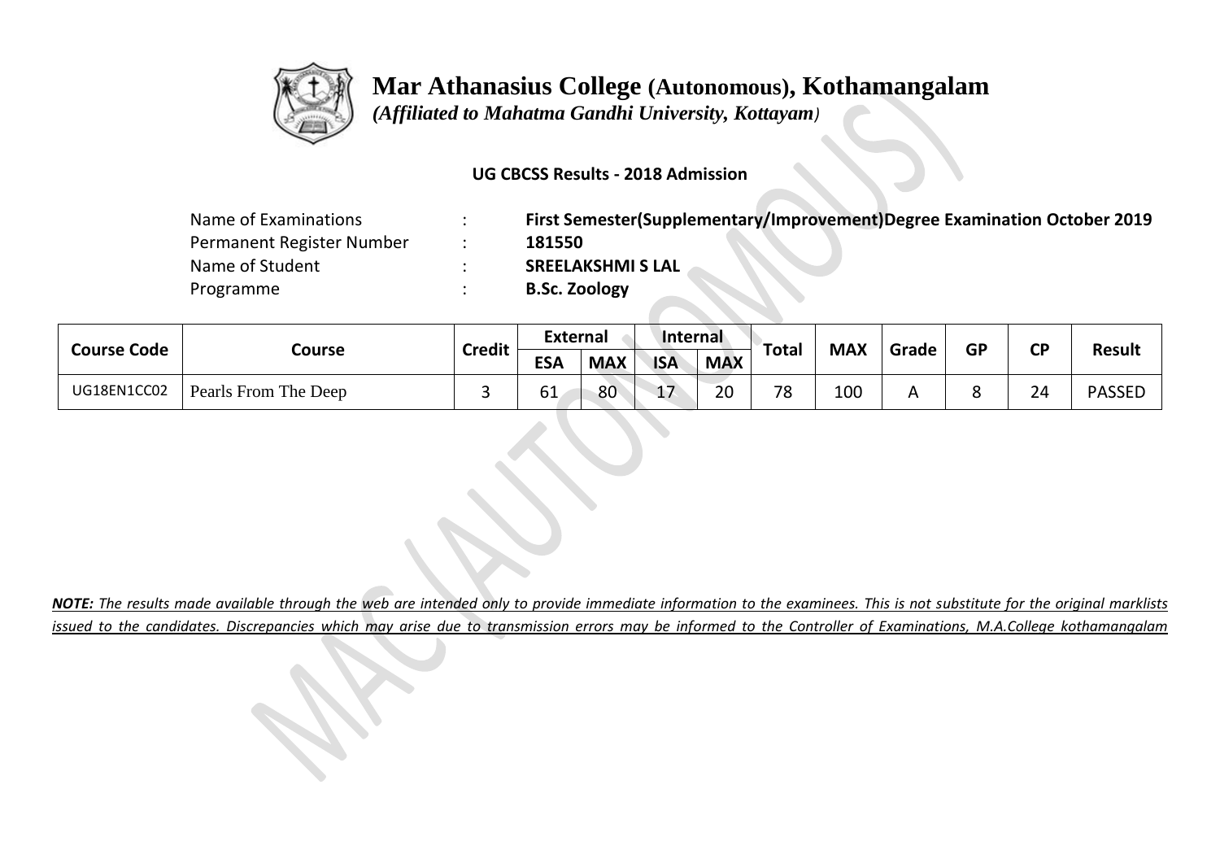# Mar Athanasius College (Autonomous), Kothamangalam

*(Affiliated to Mahatma Gandhi University, Kottayam)*

**UG CBCSS Results - 2018 Admission**

| | | |
|---|---|---|
| Name of Examinations | : | **First Semester(Supplementary/Improvement)Degree Examination October 2019** |
| Permanent Register Number | : | **181550** |
| Name of Student | : | **SREELAKSHMI S LAL** |
| Programme | : | **B.Sc. Zoology** |

| Course Code | Course | Credit | External | | Internal | | Total | MAX | Grade | GP | CP | Result |
|---|---|---|---|---|---|---|---|---|---|---|---|---|
| | | | ESA | MAX | ISA | MAX | | | | | | |
| UG18EN1CC02 | Pearls From The Deep | 3 | 61 | 80 | 17 | 20 | 78 | 100 | A | 8 | 24 | PASSED |

***NOTE:** The results made available through the web are intended only to provide immediate information to the examinees. This is not substitute for the original marklists issued to the candidates. Discrepancies which may arise due to transmission errors may be informed to the Controller of Examinations, M.A.College kothamangalam*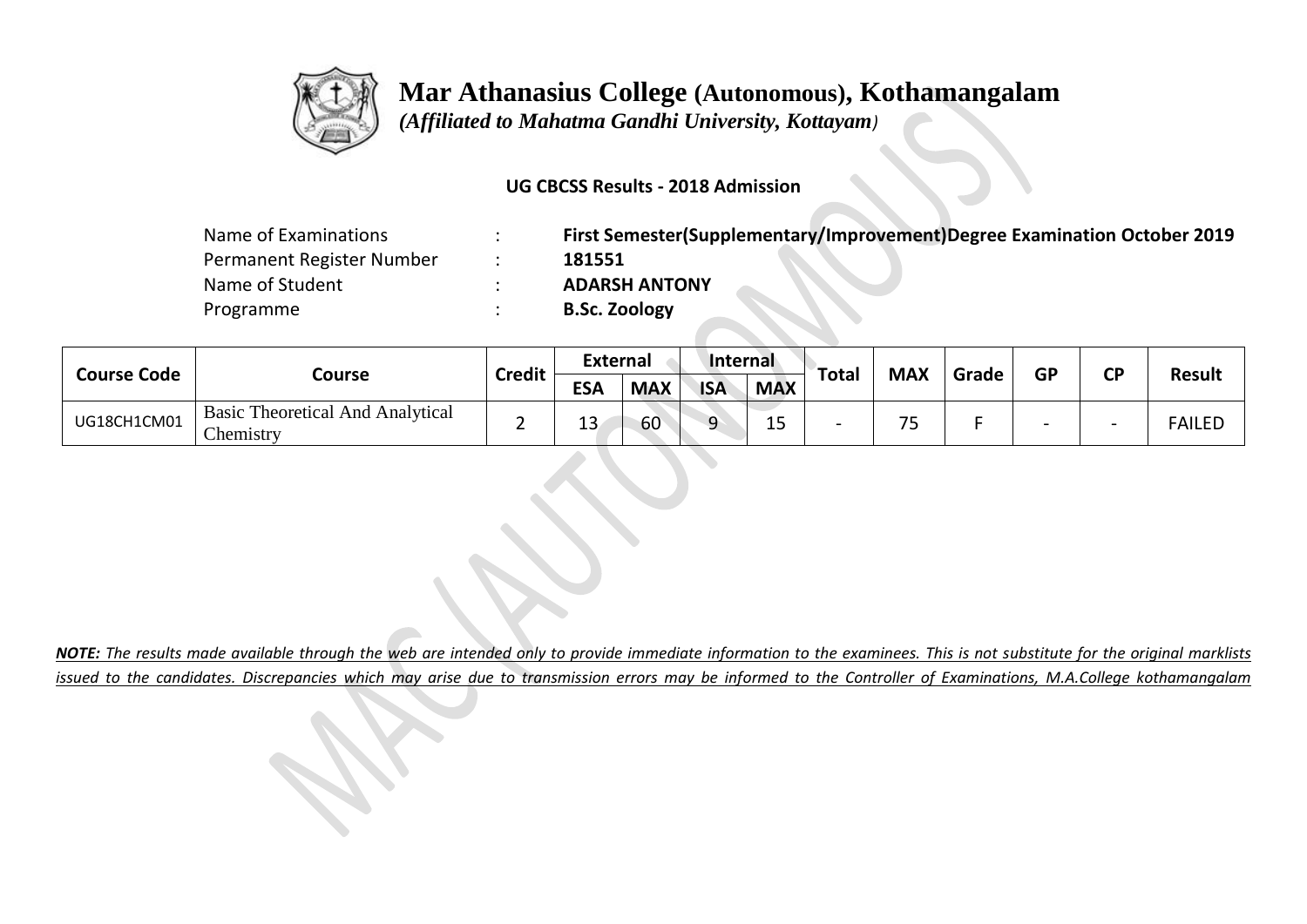# Mar Athanasius College (Autonomous), Kothamangalam

*(Affiliated to Mahatma Gandhi University, Kottayam)*

**UG CBCSS Results - 2018 Admission**

| | | |
|---|---|---|
| Name of Examinations | : | **First Semester(Supplementary/Improvement)Degree Examination October 2019** |
| Permanent Register Number | : | **181551** |
| Name of Student | : | **ADARSH ANTONY** |
| Programme | : | **B.Sc. Zoology** |

| Course Code | Course | Credit | External | | Internal | | Total | MAX | Grade | GP | CP | Result |
|---|---|---|---|---|---|---|---|---|---|---|---|---|
| | | | ESA | MAX | ISA | MAX | | | | | | |
| UG18CH1CM01 | Basic Theoretical And Analytical Chemistry | 2 | 13 | 60 | 9 | 15 | - | 75 | F | - | - | FAILED |

***NOTE:*** *The results made available through the web are intended only to provide immediate information to the examinees. This is not substitute for the original marklists issued to the candidates. Discrepancies which may arise due to transmission errors may be informed to the Controller of Examinations, M.A.College kothamangalam*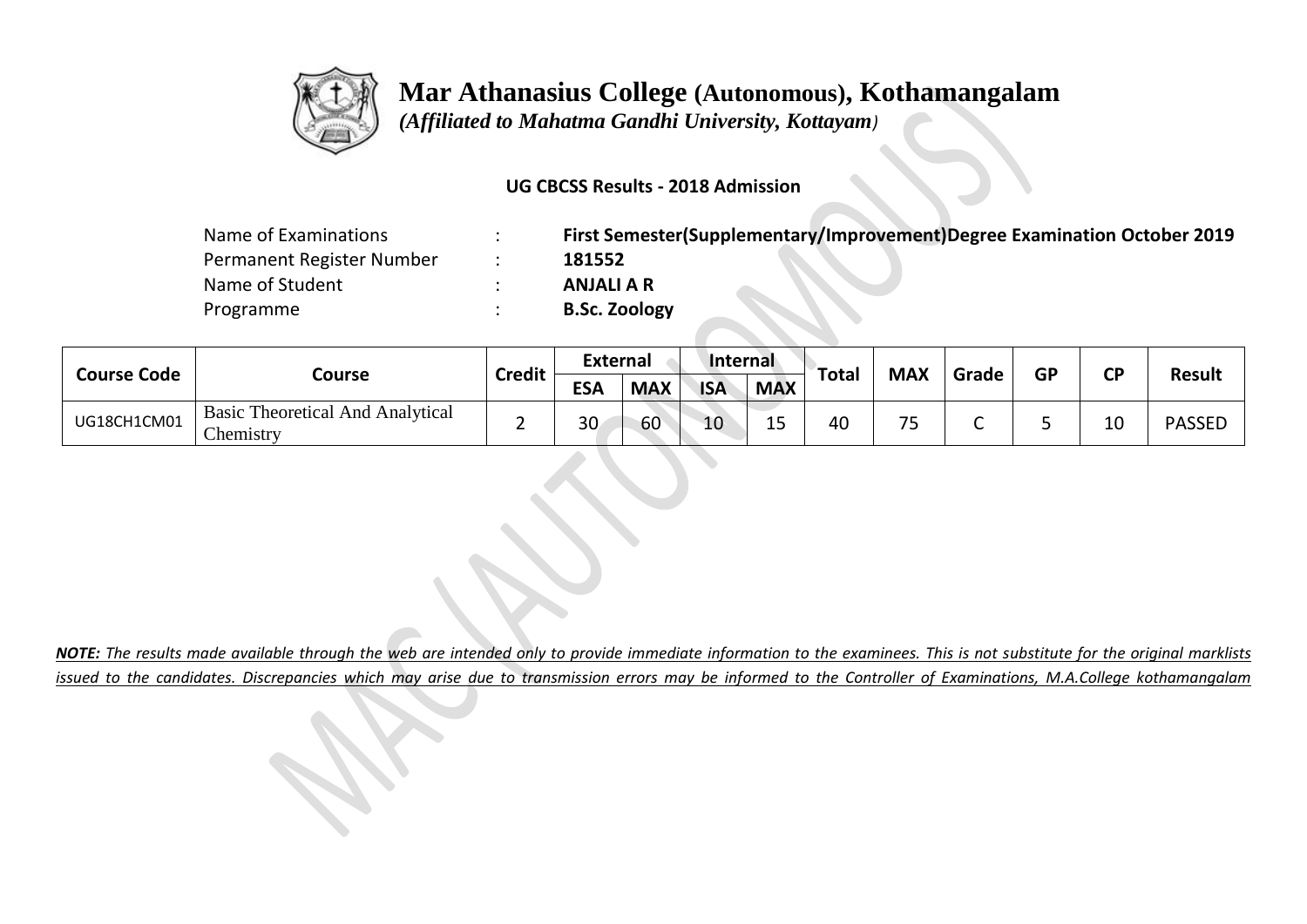# Mar Athanasius College (Autonomous), Kothamangalam

*(Affiliated to Mahatma Gandhi University, Kottayam)*

**UG CBCSS Results - 2018 Admission**

| | | |
|---|---|---|
| Name of Examinations | : | **First Semester(Supplementary/Improvement)Degree Examination October 2019** |
| Permanent Register Number | : | **181552** |
| Name of Student | : | **ANJALI A R** |
| Programme | : | **B.Sc. Zoology** |

| Course Code | Course | Credit | External | | Internal | | Total | MAX | Grade | GP | CP | Result |
|---|---|---|---|---|---|---|---|---|---|---|---|---|
| | | | ESA | MAX | ISA | MAX | | | | | | |
| UG18CH1CM01 | Basic Theoretical And Analytical Chemistry | 2 | 30 | 60 | 10 | 15 | 40 | 75 | C | 5 | 10 | PASSED |

***NOTE:*** *The results made available through the web are intended only to provide immediate information to the examinees. This is not substitute for the original marklists issued to the candidates. Discrepancies which may arise due to transmission errors may be informed to the Controller of Examinations, M.A.College kothamangalam*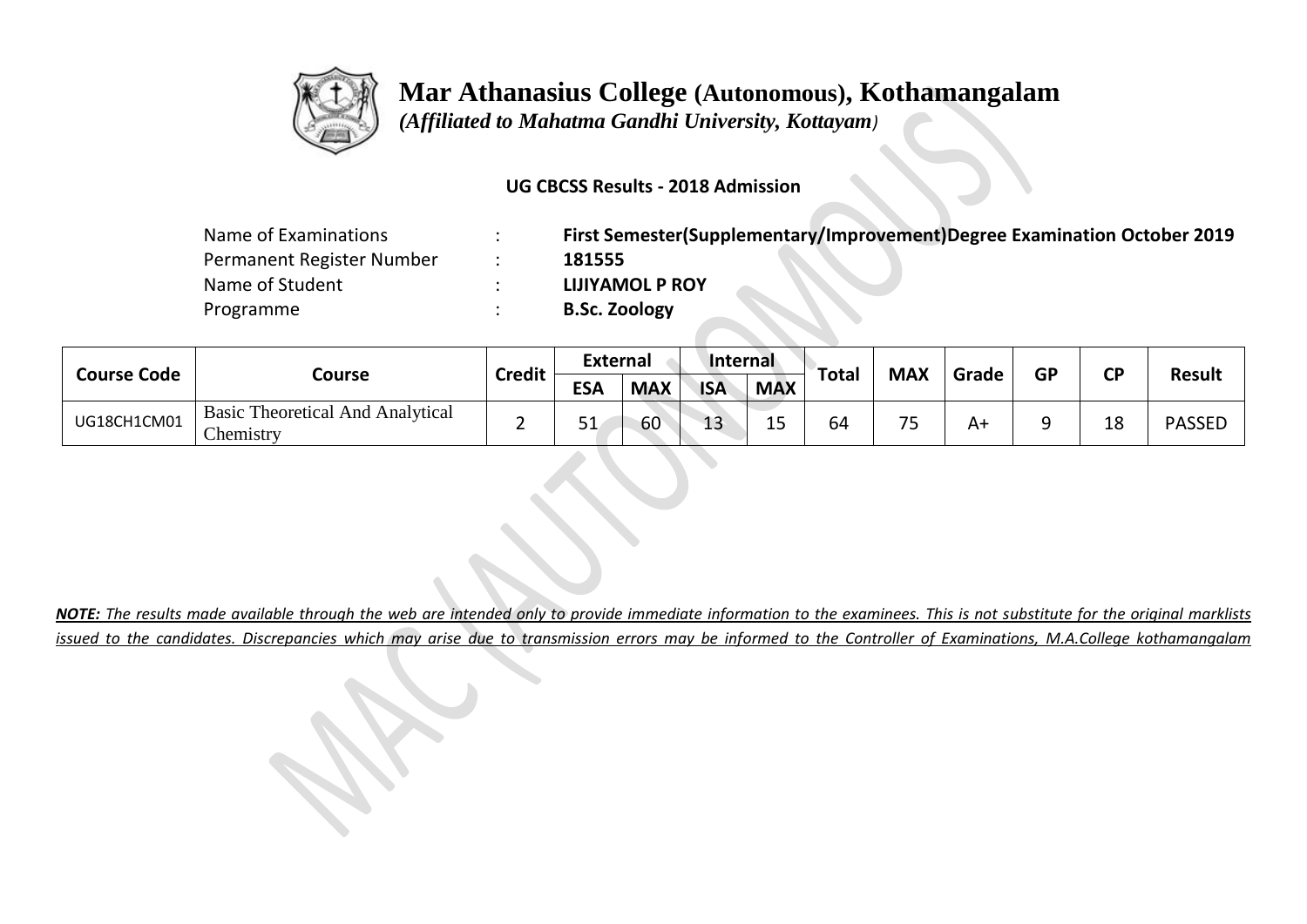# Mar Athanasius College (Autonomous), Kothamangalam

*(Affiliated to Mahatma Gandhi University, Kottayam)*

**UG CBCSS Results - 2018 Admission**

| | | |
|---|---|---|
| Name of Examinations | : | **First Semester(Supplementary/Improvement)Degree Examination October 2019** |
| Permanent Register Number | : | **181555** |
| Name of Student | : | **LIJIYAMOL P ROY** |
| Programme | : | **B.Sc. Zoology** |

| Course Code | Course | Credit | External | | Internal | | Total | MAX | Grade | GP | CP | Result |
|---|---|---|---|---|---|---|---|---|---|---|---|---|
| | | | ESA | MAX | ISA | MAX | | | | | | |
| UG18CH1CM01 | Basic Theoretical And Analytical Chemistry | 2 | 51 | 60 | 13 | 15 | 64 | 75 | A+ | 9 | 18 | PASSED |

***NOTE:** The results made available through the web are intended only to provide immediate information to the examinees. This is not substitute for the original marklists issued to the candidates. Discrepancies which may arise due to transmission errors may be informed to the Controller of Examinations, M.A.College kothamangalam*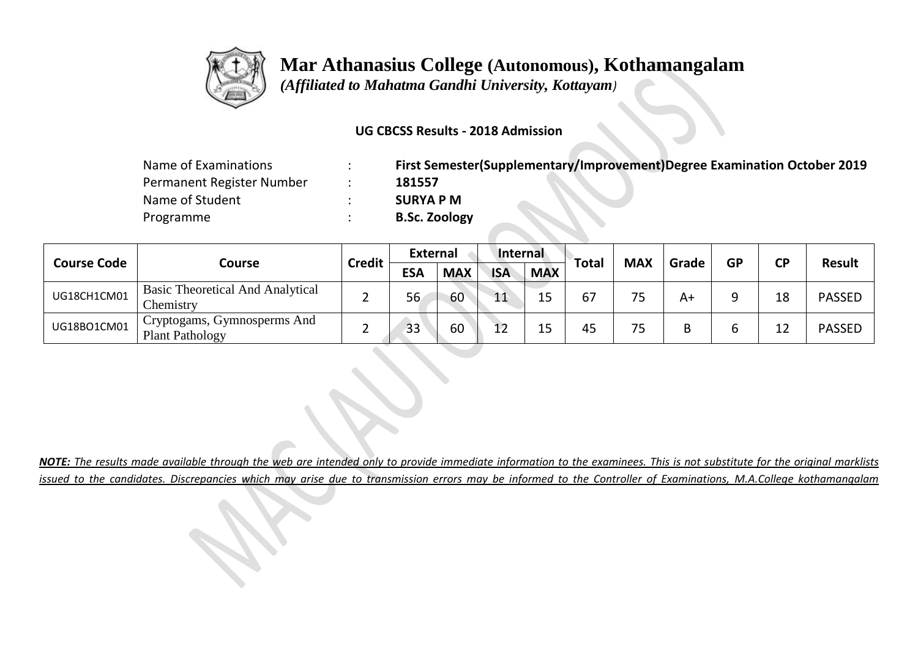# Mar Athanasius College (Autonomous), Kothamangalam

*(Affiliated to Mahatma Gandhi University, Kottayam)*

**UG CBCSS Results - 2018 Admission**

| | | |
|---|---|---|
| Name of Examinations | : | **First Semester(Supplementary/Improvement)Degree Examination October 2019** |
| Permanent Register Number | : | **181557** |
| Name of Student | : | **SURYA P M** |
| Programme | : | **B.Sc. Zoology** |

| Course Code | Course | Credit | External | | Internal | | Total | MAX | Grade | GP | CP | Result |
|---|---|---|---|---|---|---|---|---|---|---|---|---|
| | | | ESA | MAX | ISA | MAX | | | | | | |
| UG18CH1CM01 | Basic Theoretical And Analytical Chemistry | 2 | 56 | 60 | 11 | 15 | 67 | 75 | A+ | 9 | 18 | PASSED |
| UG18BO1CM01 | Cryptogams, Gymnosperms And Plant Pathology | 2 | 33 | 60 | 12 | 15 | 45 | 75 | B | 6 | 12 | PASSED |

***NOTE:*** *The results made available through the web are intended only to provide immediate information to the examinees. This is not substitute for the original marklists issued to the candidates. Discrepancies which may arise due to transmission errors may be informed to the Controller of Examinations, M.A.College kothamangalam*